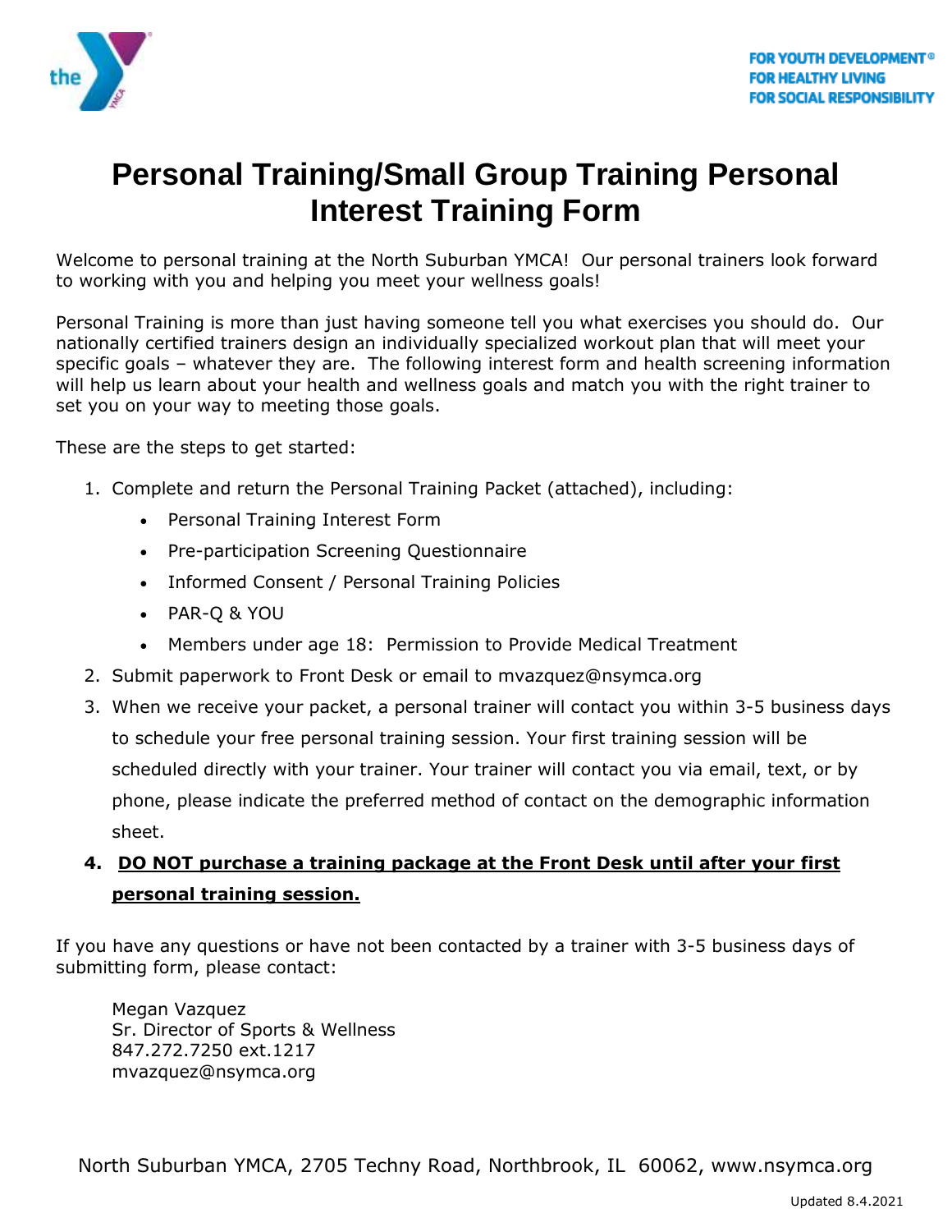FOR YOUTH DEVELOPMENT®
FOR HEALTHY LIVING
FOR SOCIAL RESPONSIBILITY

# Personal Training/Small Group Training Personal Interest Training Form

Welcome to personal training at the North Suburban YMCA! Our personal trainers look forward to working with you and helping you meet your wellness goals!

Personal Training is more than just having someone tell you what exercises you should do. Our nationally certified trainers design an individually specialized workout plan that will meet your specific goals – whatever they are. The following interest form and health screening information will help us learn about your health and wellness goals and match you with the right trainer to set you on your way to meeting those goals.

These are the steps to get started:

1. Complete and return the Personal Training Packet (attached), including:
   - Personal Training Interest Form
   - Pre-participation Screening Questionnaire
   - Informed Consent / Personal Training Policies
   - PAR-Q & YOU
   - Members under age 18: Permission to Provide Medical Treatment
2. Submit paperwork to Front Desk or email to mvazquez@nsymca.org
3. When we receive your packet, a personal trainer will contact you within 3-5 business days to schedule your free personal training session. Your first training session will be scheduled directly with your trainer. Your trainer will contact you via email, text, or by phone, please indicate the preferred method of contact on the demographic information sheet.
4. **<u>DO NOT purchase a training package at the Front Desk until after your first personal training session.</u>**

If you have any questions or have not been contacted by a trainer with 3-5 business days of submitting form, please contact:

Megan Vazquez
Sr. Director of Sports & Wellness
847.272.7250 ext.1217
mvazquez@nsymca.org

North Suburban YMCA, 2705 Techny Road, Northbrook, IL 60062, www.nsymca.org

Updated 8.4.2021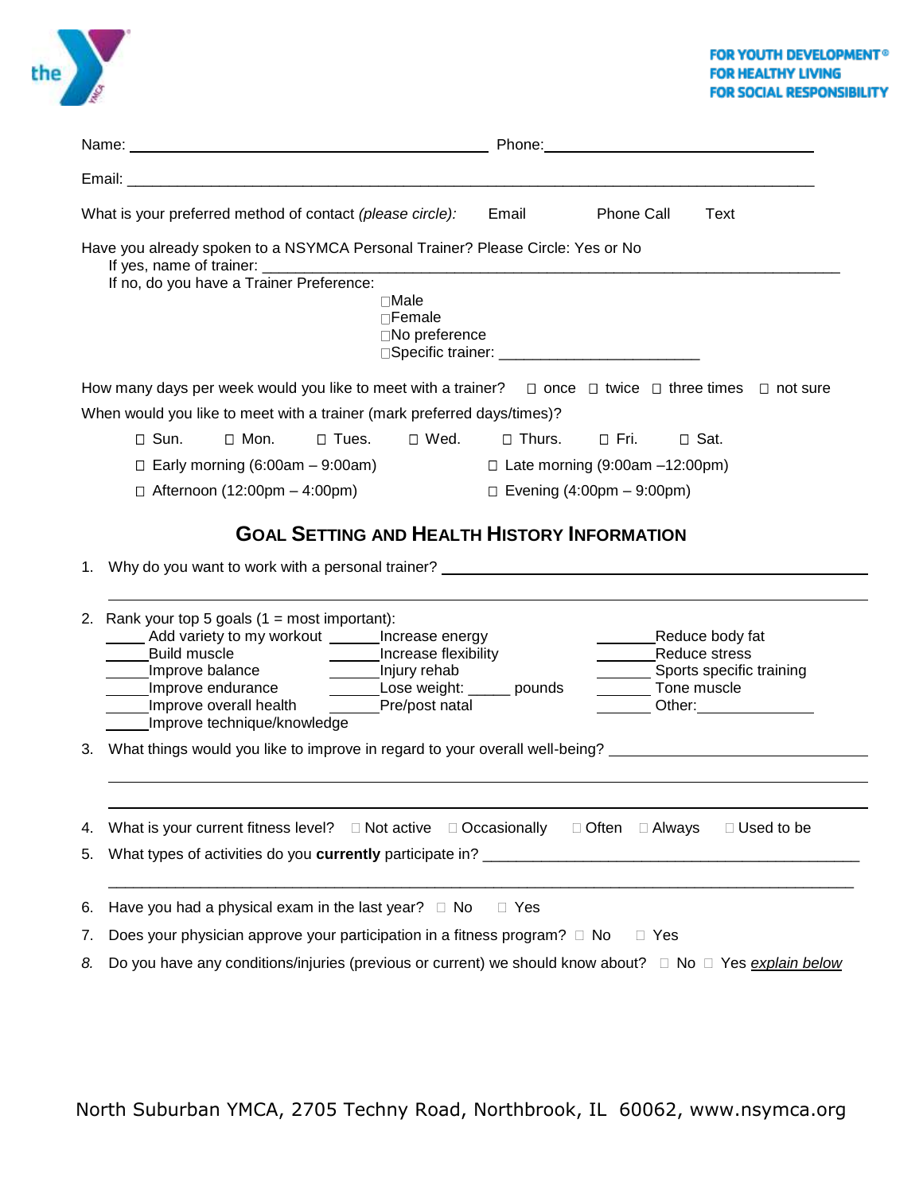FOR YOUTH DEVELOPMENT®
FOR HEALTHY LIVING
FOR SOCIAL RESPONSIBILITY

Name: ______________________________ Phone: ______________________

Email: ____________________________________________________________

What is your preferred method of contact *(please circle):* Email Phone Call Text

Have you already spoken to a NSYMCA Personal Trainer? Please Circle: Yes or No

If yes, name of trainer: ______________________________________________

If no, do you have a Trainer Preference:

- ☐ Male
- ☐ Female
- ☐ No preference
- ☐ Specific trainer: ______________________

How many days per week would you like to meet with a trainer? ☐ once ☐ twice ☐ three times ☐ not sure

When would you like to meet with a trainer (mark preferred days/times)?

☐ Sun. ☐ Mon. ☐ Tues. ☐ Wed. ☐ Thurs. ☐ Fri. ☐ Sat.

☐ Early morning (6:00am – 9:00am) ☐ Late morning (9:00am –12:00pm)

☐ Afternoon (12:00pm – 4:00pm) ☐ Evening (4:00pm – 9:00pm)

## Goal Setting and Health History Information

1. Why do you want to work with a personal trainer? ______________________________________________

______________________________________________________________________

2. Rank your top 5 goals (1 = most important):

   _____ Add variety to my workout
   _____ Build muscle
   _____ Improve balance
   _____ Improve endurance
   _____ Improve overall health
   _____ Improve technique/knowledge
   _____ Increase energy
   _____ Increase flexibility
   _____ Injury rehab
   _____ Lose weight: _____ pounds
   _____ Pre/post natal
   _____ Reduce body fat
   _____ Reduce stress
   _____ Sports specific training
   _____ Tone muscle
   _____ Other: ______________

3. What things would you like to improve in regard to your overall well-being? ______________________________

______________________________________________________________________

______________________________________________________________________

4. What is your current fitness level? ☐ Not active ☐ Occasionally ☐ Often ☐ Always ☐ Used to be

5. What types of activities do you **currently** participate in? ______________________________________________

______________________________________________________________________

6. Have you had a physical exam in the last year? ☐ No ☐ Yes

7. Does your physician approve your participation in a fitness program? ☐ No ☐ Yes

*8.* Do you have any conditions/injuries (previous or current) we should know about? ☐ No ☐ Yes *explain below*

North Suburban YMCA, 2705 Techny Road, Northbrook, IL 60062, www.nsymca.org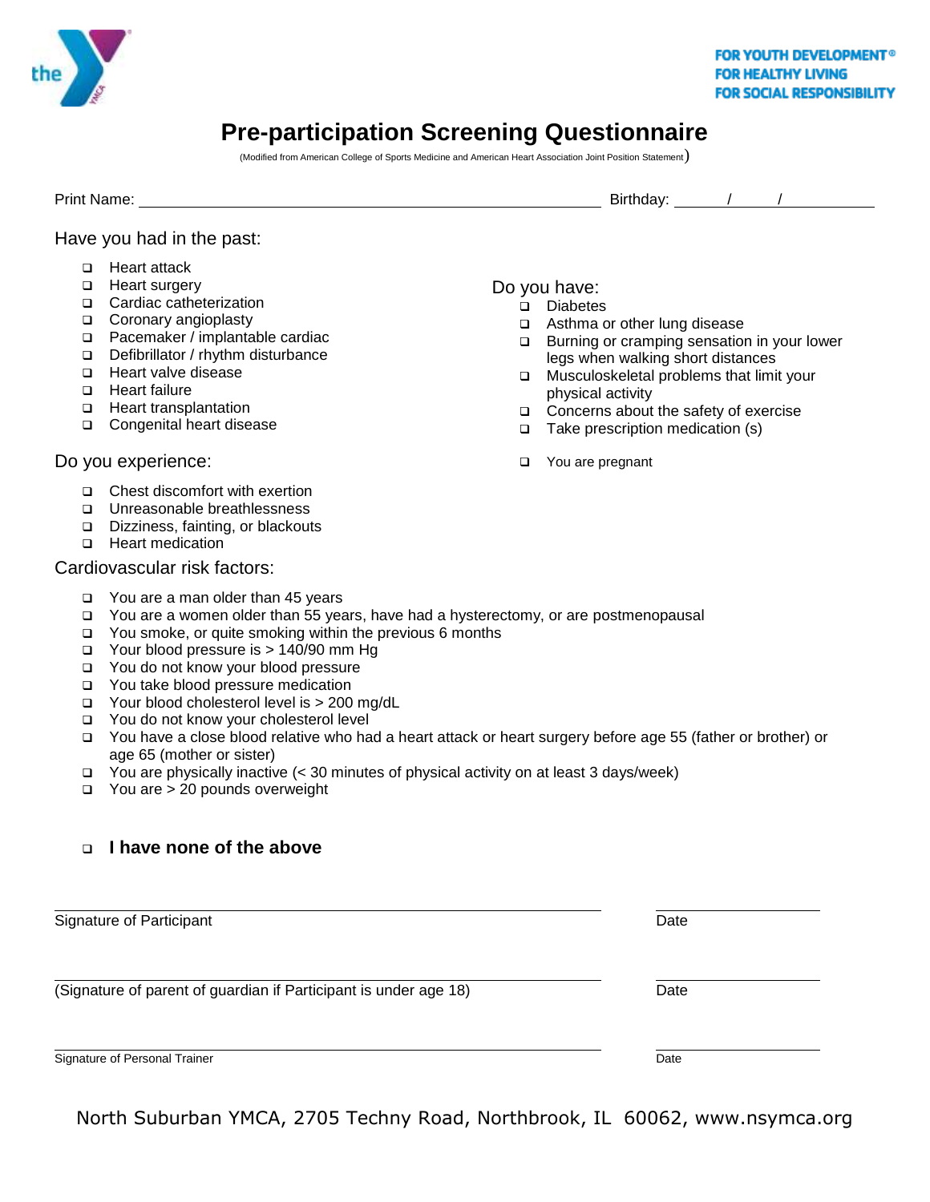FOR YOUTH DEVELOPMENT®
FOR HEALTHY LIVING
FOR SOCIAL RESPONSIBILITY

# Pre-participation Screening Questionnaire

(Modified from American College of Sports Medicine and American Heart Association Joint Position Statement)

Print Name: ______________________________ Birthday: ____/____/______

Have you had in the past:

- ❑ Heart attack
- ❑ Heart surgery
- ❑ Cardiac catheterization
- ❑ Coronary angioplasty
- ❑ Pacemaker / implantable cardiac
- ❑ Defibrillator / rhythm disturbance
- ❑ Heart valve disease
- ❑ Heart failure
- ❑ Heart transplantation
- ❑ Congenital heart disease

Do you have:

- ❑ Diabetes
- ❑ Asthma or other lung disease
- ❑ Burning or cramping sensation in your lower legs when walking short distances
- ❑ Musculoskeletal problems that limit your physical activity
- ❑ Concerns about the safety of exercise
- ❑ Take prescription medication (s)
- ❑ You are pregnant

Do you experience:

- ❑ Chest discomfort with exertion
- ❑ Unreasonable breathlessness
- ❑ Dizziness, fainting, or blackouts
- ❑ Heart medication

Cardiovascular risk factors:

- ❑ You are a man older than 45 years
- ❑ You are a women older than 55 years, have had a hysterectomy, or are postmenopausal
- ❑ You smoke, or quite smoking within the previous 6 months
- ❑ Your blood pressure is > 140/90 mm Hg
- ❑ You do not know your blood pressure
- ❑ You take blood pressure medication
- ❑ Your blood cholesterol level is > 200 mg/dL
- ❑ You do not know your cholesterol level
- ❑ You have a close blood relative who had a heart attack or heart surgery before age 55 (father or brother) or age 65 (mother or sister)
- ❑ You are physically inactive (< 30 minutes of physical activity on at least 3 days/week)
- ❑ You are > 20 pounds overweight

- ❑ **I have none of the above**

Signature of Participant ______________________________ Date __________

(Signature of parent of guardian if Participant is under age 18) ______________________________ Date __________

Signature of Personal Trainer ______________________________ Date __________

North Suburban YMCA, 2705 Techny Road, Northbrook, IL 60062, www.nsymca.org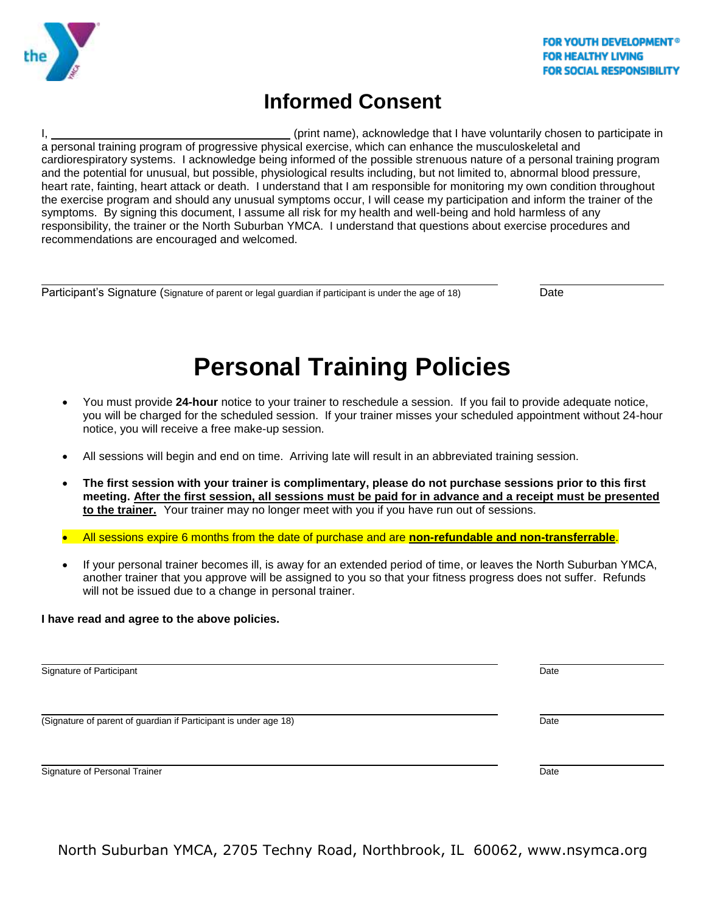FOR YOUTH DEVELOPMENT®
FOR HEALTHY LIVING
FOR SOCIAL RESPONSIBILITY

# Informed Consent

I, ______________________________ (print name), acknowledge that I have voluntarily chosen to participate in a personal training program of progressive physical exercise, which can enhance the musculoskeletal and cardiorespiratory systems. I acknowledge being informed of the possible strenuous nature of a personal training program and the potential for unusual, but possible, physiological results including, but not limited to, abnormal blood pressure, heart rate, fainting, heart attack or death. I understand that I am responsible for monitoring my own condition throughout the exercise program and should any unusual symptoms occur, I will cease my participation and inform the trainer of the symptoms. By signing this document, I assume all risk for my health and well-being and hold harmless of any responsibility, the trainer or the North Suburban YMCA. I understand that questions about exercise procedures and recommendations are encouraged and welcomed.

______________________________ ______________

Participant's Signature (Signature of parent or legal guardian if participant is under the age of 18) Date

# Personal Training Policies

- You must provide **24-hour** notice to your trainer to reschedule a session. If you fail to provide adequate notice, you will be charged for the scheduled session. If your trainer misses your scheduled appointment without 24-hour notice, you will receive a free make-up session.
- All sessions will begin and end on time. Arriving late will result in an abbreviated training session.
- **The first session with your trainer is complimentary, please do not purchase sessions prior to this first meeting. After the first session, all sessions must be paid for in advance and a receipt must be presented to the trainer.** Your trainer may no longer meet with you if you have run out of sessions.
- All sessions expire 6 months from the date of purchase and are **non-refundable and non-transferrable**.
- If your personal trainer becomes ill, is away for an extended period of time, or leaves the North Suburban YMCA, another trainer that you approve will be assigned to you so that your fitness progress does not suffer. Refunds will not be issued due to a change in personal trainer.

**I have read and agree to the above policies.**

______________________________ ______________

Signature of Participant Date

______________________________ ______________

(Signature of parent of guardian if Participant is under age 18) Date

______________________________ ______________

Signature of Personal Trainer Date

North Suburban YMCA, 2705 Techny Road, Northbrook, IL 60062, www.nsymca.org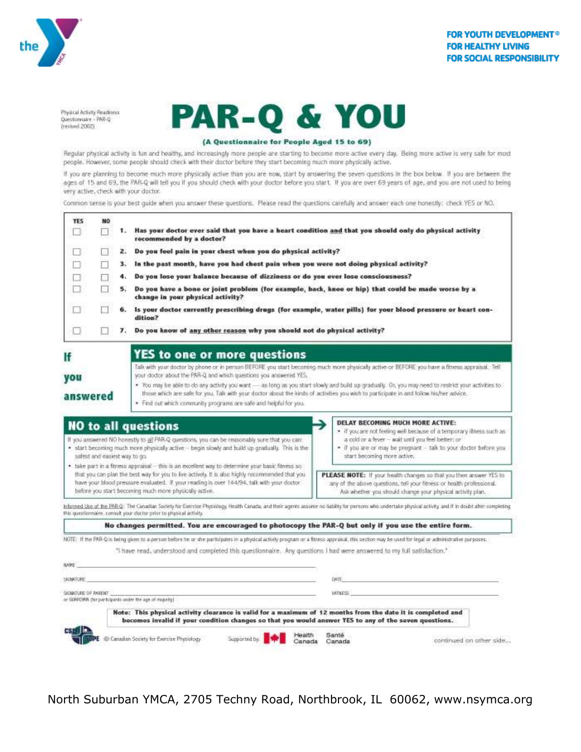FOR YOUTH DEVELOPMENT®
FOR HEALTHY LIVING
FOR SOCIAL RESPONSIBILITY

Physical Activity Readiness Questionnaire - PAR-Q (revised 2002)

# PAR-Q & YOU

**(A Questionnaire for People Aged 15 to 69)**

Regular physical activity is fun and healthy, and increasingly more people are starting to become more active every day. Being more active is very safe for most people. However, some people should check with their doctor before they start becoming much more physically active.

If you are planning to become much more physically active than you are now, start by answering the seven questions in the box below. If you are between the ages of 15 and 69, the PAR-Q will tell you if you should check with your doctor before you start. If you are over 69 years of age, and you are not used to being very active, check with your doctor.

Common sense is your best guide when you answer these questions. Please read the questions carefully and answer each one honestly: check YES or NO.

| YES | NO | | |
|---|---|---|---|
| ☐ | ☐ | 1. | **Has your doctor ever said that you have a heart condition and that you should only do physical activity recommended by a doctor?** |
| ☐ | ☐ | 2. | **Do you feel pain in your chest when you do physical activity?** |
| ☐ | ☐ | 3. | **In the past month, have you had chest pain when you were not doing physical activity?** |
| ☐ | ☐ | 4. | **Do you lose your balance because of dizziness or do you ever lose consciousness?** |
| ☐ | ☐ | 5. | **Do you have a bone or joint problem (for example, back, knee or hip) that could be made worse by a change in your physical activity?** |
| ☐ | ☐ | 6. | **Is your doctor currently prescribing drugs (for example, water pills) for your blood pressure or heart condition?** |
| ☐ | ☐ | 7. | **Do you know of any other reason why you should not do physical activity?** |

## If you answered

### YES to one or more questions

Talk with your doctor by phone or in person BEFORE you start becoming much more physically active or BEFORE you have a fitness appraisal. Tell your doctor about the PAR-Q and which questions you answered YES.

- You may be able to do any activity you want — as long as you start slowly and build up gradually. Or, you may need to restrict your activities to those which are safe for you. Talk with your doctor about the kinds of activities you wish to participate in and follow his/her advice.
- Find out which community programs are safe and helpful for you.

### NO to all questions

If you answered NO honestly to all PAR-Q questions, you can be reasonably sure that you can:

- start becoming much more physically active – begin slowly and build up gradually. This is the safest and easiest way to go.
- take part in a fitness appraisal – this is an excellent way to determine your basic fitness so that you can plan the best way for you to live actively. It is also highly recommended that you have your blood pressure evaluated. If your reading is over 144/94, talk with your doctor before you start becoming much more physically active.

**DELAY BECOMING MUCH MORE ACTIVE:**

- if you are not feeling well because of a temporary illness such as a cold or a fever – wait until you feel better; or
- if you are or may be pregnant – talk to your doctor before you start becoming more active.

**PLEASE NOTE:** If your health changes so that you then answer YES to any of the above questions, tell your fitness or health professional. Ask whether you should change your physical activity plan.

Informed Use of the PAR-Q: The Canadian Society for Exercise Physiology, Health Canada, and their agents assume no liability for persons who undertake physical activity, and if in doubt after completing this questionnaire, consult your doctor prior to physical activity.

**No changes permitted. You are encouraged to photocopy the PAR-Q but only if you use the entire form.**

NOTE: If the PAR-Q is being given to a person before he or she participates in a physical activity program or a fitness appraisal, this section may be used for legal or administrative purposes.

"I have read, understood and completed this questionnaire. Any questions I had were answered to my full satisfaction."

NAME ______________________

SIGNATURE ______________________ DATE ______________________

SIGNATURE OF PARENT or GUARDIAN (for participants under the age of majority) ______________________ WITNESS ______________________

**Note: This physical activity clearance is valid for a maximum of 12 months from the date it is completed and becomes invalid if your condition changes so that you would answer YES to any of the seven questions.**

CSEP SCPE © Canadian Society for Exercise Physiology    Supported by: Health Canada Santé Canada

continued on other side...

North Suburban YMCA, 2705 Techny Road, Northbrook, IL 60062, www.nsymca.org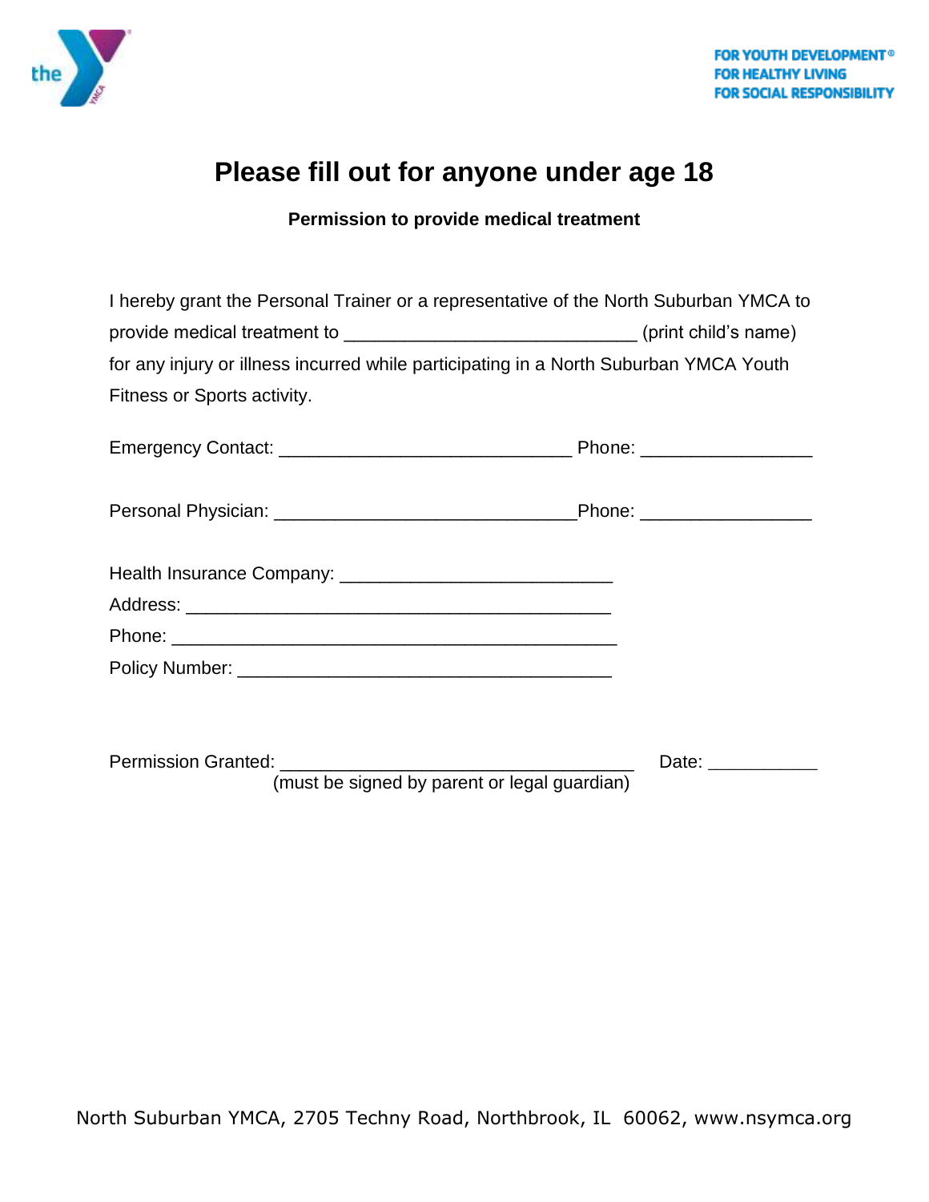FOR YOUTH DEVELOPMENT®
FOR HEALTHY LIVING
FOR SOCIAL RESPONSIBILITY

# Please fill out for anyone under age 18

**Permission to provide medical treatment**

I hereby grant the Personal Trainer or a representative of the North Suburban YMCA to provide medical treatment to ____________________________ (print child's name) for any injury or illness incurred while participating in a North Suburban YMCA Youth Fitness or Sports activity.

Emergency Contact: ____________________________ Phone: ________________

Personal Physician: ____________________________ Phone: ________________

Health Insurance Company: __________________________

Address: _________________________________________

Phone: ___________________________________________

Policy Number: ___________________________________

Permission Granted: __________________________________ Date: __________
(must be signed by parent or legal guardian)

North Suburban YMCA, 2705 Techny Road, Northbrook, IL 60062, www.nsymca.org